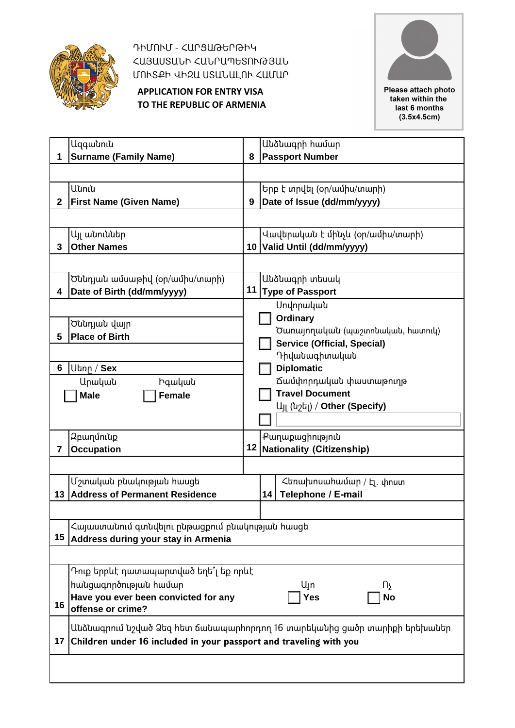ԴԻՄՈՒՄ - ՀԱՐՑԱԹԵՐԹԻԿ
ՀԱՅԱՍՏԱՆԻ ՀԱՆՐԱՊԵՏՈՒԹՅԱՆ
ՄՈՒՏՔԻ ՎԻԶԱ ՍՏԱՆԱԼՈՒ ՀԱՄԱՐ

**APPLICATION FOR ENTRY VISA
TO THE REPUBLIC OF ARMENIA**

**Please attach photo taken within the last 6 months (3.5x4.5cm)**

| | | | |
|---|---|---|---|
| 1 | Ազգանուն<br>**Surname (Family Name)** | 8 | Անձնագրի համար<br>**Passport Number** |
| | | | |
| 2 | Անուն<br>**First Name (Given Name)** | 9 | Երբ է տրվել (օր/ամիս/տարի)<br>**Date of Issue (dd/mm/yyyy)** |
| | | | |
| 3 | Այլ անուններ<br>**Other Names** | 10 | Վավերական է մինչև (օր/ամիս/տարի)<br>**Valid Until (dd/mm/yyyy)** |
| | | | |
| 4 | Ծննդյան ամսաթիվ (օր/ամիս/տարի)<br>**Date of Birth (dd/mm/yyyy)** | 11 | Անձնագրի տեսակ<br>**Type of Passport** |
| | | | ☐ Սովորական **Ordinary**<br>☐ Ծառայողական (պաշտոնական, հատուկ) **Service (Official, Special)**<br>☐ Դիվանագիտական **Diplomatic**<br>☐ Ժամփորդական փաստաթուղթ **Travel Document**<br>Այլ (նշել) / **Other (Specify)**<br>☐ |
| 5 | Ծննդյան վայր<br>**Place of Birth** | | |
| | | | |
| 6 | Սեռը / **Sex**<br>Արական ☐ **Male** Իգական ☐ **Female** | | |
| 7 | Զբաղմունք<br>**Occupation** | 12 | Քաղաքացիություն<br>**Nationality (Citizenship)** |
| | | | |
| 13 | Մշտական բնակության հասցե<br>**Address of Permanent Residence** | 14 | Հեռախոսահամար / Էլ. փոստ<br>**Telephone / E-mail** |
| | | | |
| 15 | Հայաստանում գտնվելու ընթացքում բնակության հասցե<br>**Address during your stay in Armenia** | | |
| | | | |
| 16 | Դուք երբևէ դատապարտված եղե՞լ եք որևէ հանցագործության համար<br>**Have you ever been convicted for any offense or crime?** | | Այո ☐ **Yes** Ոչ ☐ **No** |
| 17 | Անձնագրում նշված Ձեզ հետ ճանապարհորդող 16 տարեկանից ցածր տարիքի երեխաներ<br>**Children under 16 included in your passport and traveling with you** | | |
| | | | |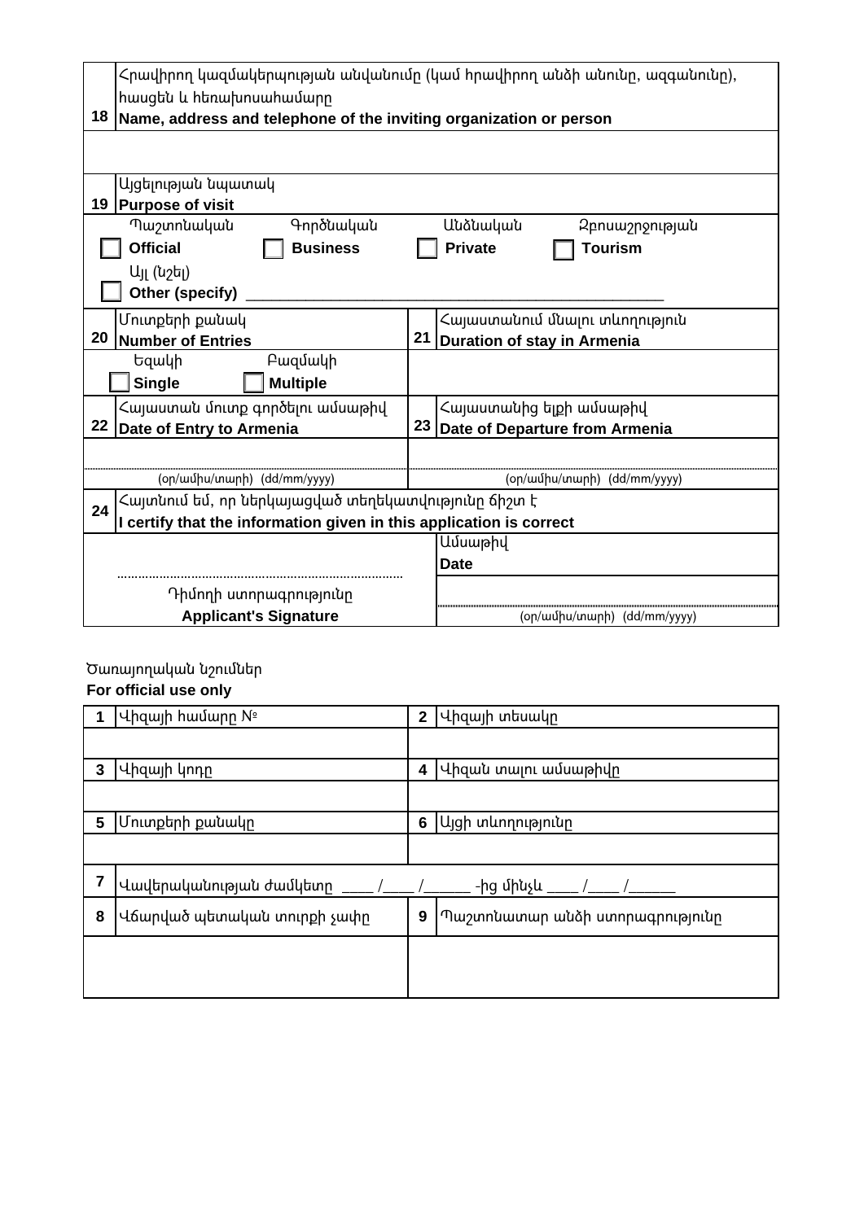| | |
|---|---|
| 18 | Հրավիրող կազմակերպության անվանումը (կամ հրավիրող անձի անունը, ազգանունը), հասցեն և հեռախոսահամարը<br>**Name, address and telephone of the inviting organization or person** |
| | |
| 19 | Այցելության նպատակ<br>**Purpose of visit** |

☐ Պաշտոնական **Official** ☐ Գործնական **Business** ☐ Անձնական **Private** ☐ Զբոսաշրջության **Tourism**

☐ Այլ (նշել) **Other (specify)** ___________________________________________________

| | | | |
|---|---|---|---|
| 20 | Մուտքերի քանակ<br>**Number of Entries** | 21 | Հայաստանում մնալու տևողություն<br>**Duration of stay in Armenia** |
| | ☐ Եզակի **Single** ☐ Բազմակի **Multiple** | | |
| 22 | Հայաստան մուտք գործելու ամսաթիվ<br>**Date of Entry to Armenia** | 23 | Հայաստանից ելքի ամսաթիվ<br>**Date of Departure from Armenia** |
| | | | |
| | (օր/ամիս/տարի) (dd/mm/yyyy) | | (օր/ամիս/տարի) (dd/mm/yyyy) |

| | |
|---|---|
| 24 | Հայտնում եմ, որ ներկայացված տեղեկատվությունը ճիշտ է<br>**I certify that the information given in this application is correct** |

| | |
|---|---|
| ............................................................................... | Ամսաթիվ<br>**Date** |
| Դիմողի ստորագրությունը<br>**Applicant's Signature** | (օր/ամիս/տարի) (dd/mm/yyyy) |

Ծառայողական նշումներ

**For official use only**

| | | | |
|---|---|---|---|
| **1** | Վիզայի համարը № | **2** | Վիզայի տեսակը |
| | | | |
| **3** | Վիզայի կոդը | **4** | Վիզան տալու ամսաթիվը |
| | | | |
| **5** | Մուտքերի քանակը | **6** | Այցի տևողությունը |
| | | | |
| **7** | Վավերականության ժամկետը ____ /____ /______ -ից մինչև ____ /____ /______ | | |
| **8** | Վճարված պետական տուրքի չափը | **9** | Պաշտոնատար անձի ստորագրությունը |
| | | | |